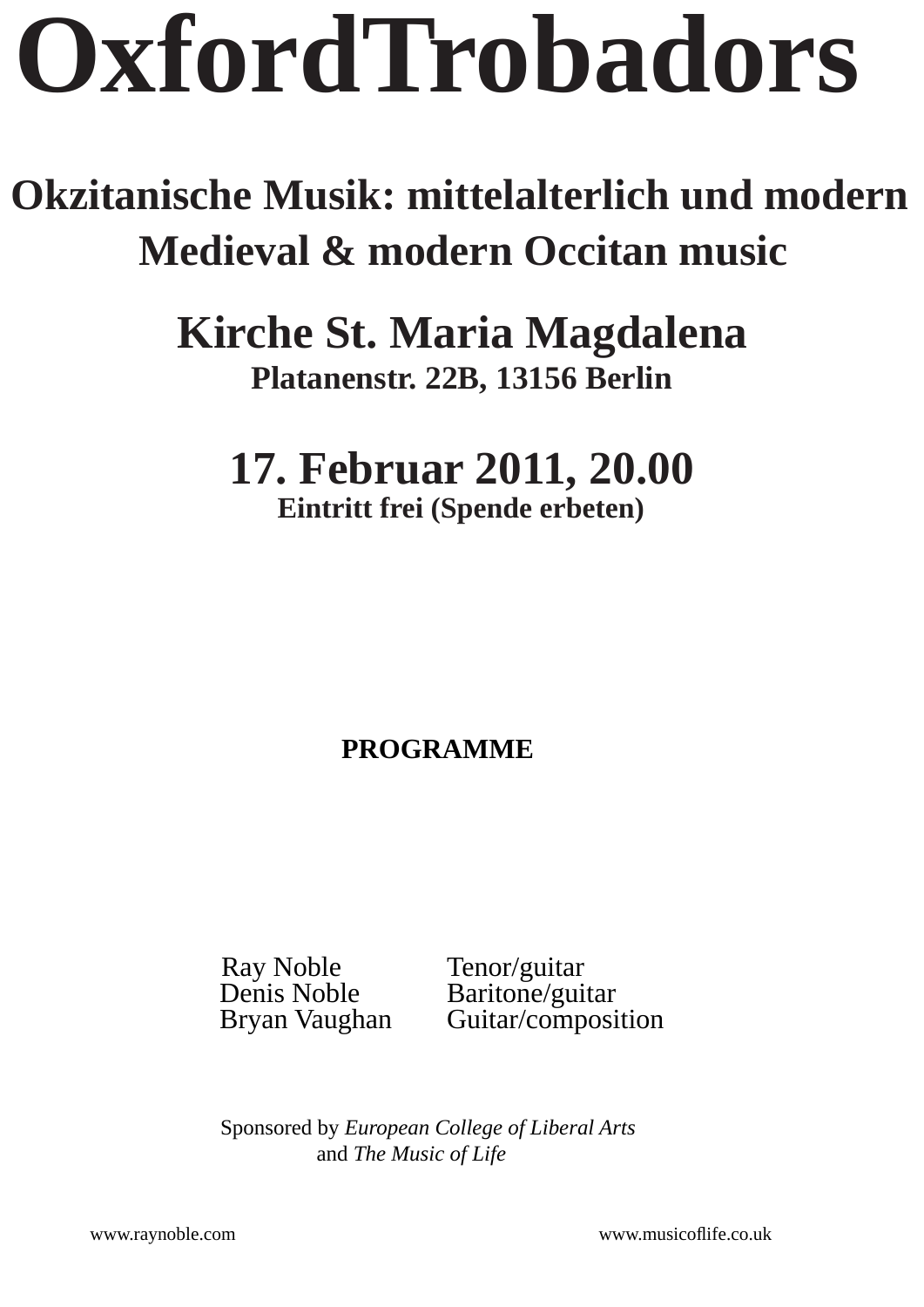# OxfordTrobadors

## Okzitanische Musik: mittelalterlich und modern
## Medieval & modern Occitan music

## Kirche St. Maria Magdalena
**Platanenstr. 22B, 13156 Berlin**

## 17. Februar 2011, 20.00
**Eintritt frei (Spende erbeten)**

**PROGRAMME**

| | |
|---|---|
| Ray Noble | Tenor/guitar |
| Denis Noble | Baritone/guitar |
| Bryan Vaughan | Guitar/composition |

Sponsored by *European College of Liberal Arts* and *The Music of Life*

www.raynoble.com www.musicoflife.co.uk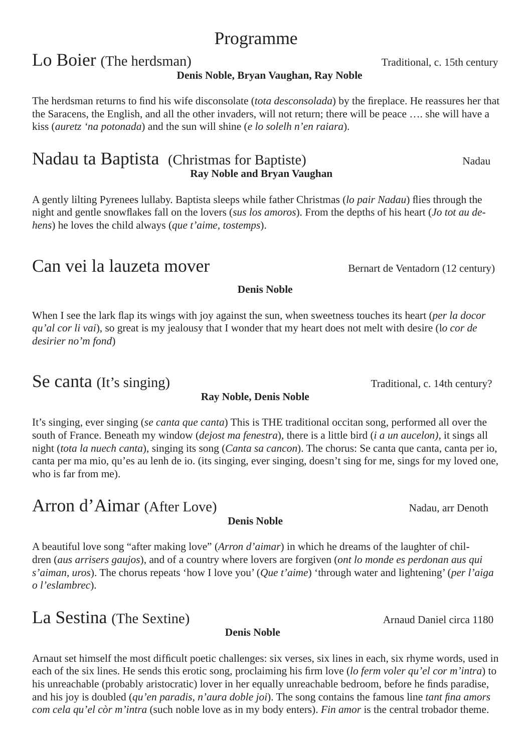# Programme

## Lo Boier (The herdsman)

Traditional, c. 15th century

**Denis Noble, Bryan Vaughan, Ray Noble**

The herdsman returns to find his wife disconsolate (*tota desconsolada*) by the fireplace. He reassures her that the Saracens, the English, and all the other invaders, will not return; there will be peace …. she will have a kiss (*auretz 'na potonada*) and the sun will shine (*e lo solelh n'en raiara*).

## Nadau ta Baptista (Christmas for Baptiste)

Nadau

**Ray Noble and Bryan Vaughan**

A gently lilting Pyrenees lullaby. Baptista sleeps while father Christmas (*lo pair Nadau*) flies through the night and gentle snowflakes fall on the lovers (*sus los amoros*). From the depths of his heart (*Jo tot au de-hens*) he loves the child always (*que t'aime, tostemps*).

## Can vei la lauzeta mover

Bernart de Ventadorn (12 century)

**Denis Noble**

When I see the lark flap its wings with joy against the sun, when sweetness touches its heart (*per la docor qu'al cor li vai*), so great is my jealousy that I wonder that my heart does not melt with desire (l*o cor de desirier no'm fond*)

## Se canta (It's singing)

Traditional, c. 14th century?

**Ray Noble, Denis Noble**

It's singing, ever singing (*se canta que canta*) This is THE traditional occitan song, performed all over the south of France. Beneath my window (*dejost ma fenestra*), there is a little bird (*i a un aucelon)*, it sings all night (*tota la nuech canta*), singing its song (*Canta sa cancon*). The chorus: Se canta que canta, canta per io, canta per ma mio, qu'es au lenh de io. (its singing, ever singing, doesn't sing for me, sings for my loved one, who is far from me).

## Arron d'Aimar (After Love)

Nadau, arr Denoth

**Denis Noble**

A beautiful love song "after making love" (*Arron d'aimar*) in which he dreams of the laughter of children (*aus arrisers gaujos*), and of a country where lovers are forgiven (*ont lo monde es perdonan aus qui s'aiman, uros*). The chorus repeats 'how I love you' (*Que t'aime*) 'through water and lightening' (*per l'aiga o l'eslambrec*).

## La Sestina (The Sextine)

Arnaud Daniel circa 1180

**Denis Noble**

Arnaut set himself the most difficult poetic challenges: six verses, six lines in each, six rhyme words, used in each of the six lines. He sends this erotic song, proclaiming his firm love (*lo ferm voler qu'el cor m'intra*) to his unreachable (probably aristocratic) lover in her equally unreachable bedroom, before he finds paradise, and his joy is doubled (*qu'en paradis, n'aura doble joi*). The song contains the famous line *tant fina amors com cela qu'el còr m'intra* (such noble love as in my body enters). *Fin amor* is the central trobador theme.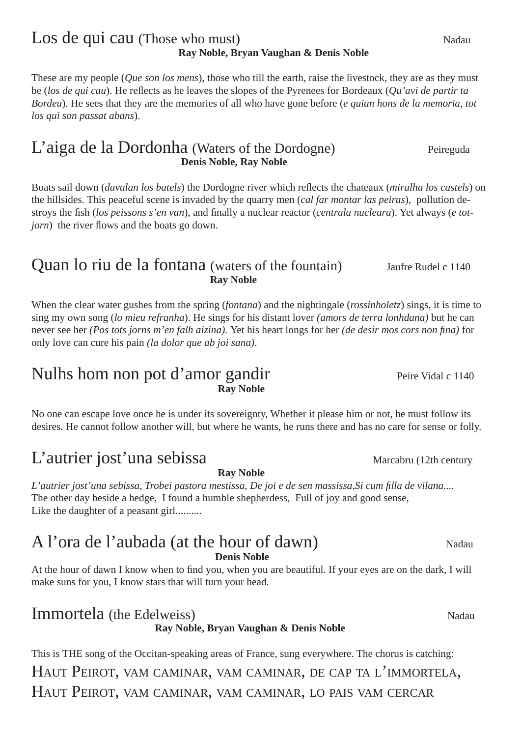## Los de qui cau (Those who must) Nadau

**Ray Noble, Bryan Vaughan & Denis Noble**

These are my people (*Que son los mens*), those who till the earth, raise the livestock, they are as they must be (*los de qui cau*). He reflects as he leaves the slopes of the Pyrenees for Bordeaux (*Qu'avi de partir ta Bordeu*). He sees that they are the memories of all who have gone before (*e quian hons de la memoria, tot los qui son passat abans*).

## L'aiga de la Dordonha (Waters of the Dordogne) Peireguda

**Denis Noble, Ray Noble**

Boats sail down (*davalan los batels*) the Dordogne river which reflects the chateaux (*miralha los castels*) on the hillsides. This peaceful scene is invaded by the quarry men (*cal far montar las peiras*), pollution destroys the fish (*los peissons s'en van*), and finally a nuclear reactor (*centrala nucleara*). Yet always (*e totjorn*) the river flows and the boats go down.

## Quan lo riu de la fontana (waters of the fountain) Jaufre Rudel c 1140

**Ray Noble**

When the clear water gushes from the spring (*fontana*) and the nightingale (*rossinholetz*) sings, it is time to sing my own song (*lo mieu refranha*). He sings for his distant lover *(amors de terra lonhdana)* but he can never see her *(Pos tots jorns m'en falh aizina).* Yet his heart longs for her *(de desir mos cors non fina)* for only love can cure his pain *(la dolor que ab joi sana)*.

## Nulhs hom non pot d'amor gandir Peire Vidal c 1140

**Ray Noble**

No one can escape love once he is under its sovereignty, Whether it please him or not, he must follow its desires. He cannot follow another will, but where he wants, he runs there and has no care for sense or folly.

## L'autrier jost'una sebissa Marcabru (12th century

**Ray Noble**

*L'autrier jost'una sebissa, Trobei pastora mestissa, De joi e de sen massissa,Si cum filla de vilana....*
The other day beside a hedge, I found a humble shepherdess, Full of joy and good sense,
Like the daughter of a peasant girl..........

## A l'ora de l'aubada (at the hour of dawn) Nadau

**Denis Noble**

At the hour of dawn I know when to find you, when you are beautiful. If your eyes are on the dark, I will make suns for you, I know stars that will turn your head.

## Immortela (the Edelweiss) Nadau

**Ray Noble, Bryan Vaughan & Denis Noble**

This is THE song of the Occitan-speaking areas of France, sung everywhere. The chorus is catching:

HAUT PEIROT, VAM CAMINAR, VAM CAMINAR, DE CAP TA L'IMMORTELA,
HAUT PEIROT, VAM CAMINAR, VAM CAMINAR, LO PAIS VAM CERCAR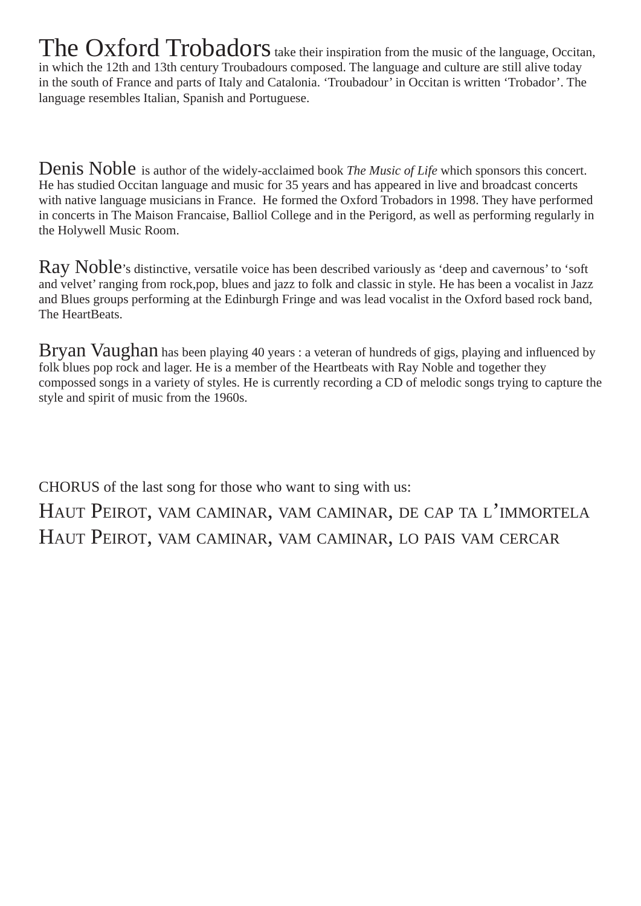The Oxford Trobadors take their inspiration from the music of the language, Occitan, in which the 12th and 13th century Troubadours composed. The language and culture are still alive today in the south of France and parts of Italy and Catalonia. 'Troubadour' in Occitan is written 'Trobador'. The language resembles Italian, Spanish and Portuguese.

Denis Noble is author of the widely-acclaimed book *The Music of Life* which sponsors this concert. He has studied Occitan language and music for 35 years and has appeared in live and broadcast concerts with native language musicians in France. He formed the Oxford Trobadors in 1998. They have performed in concerts in The Maison Francaise, Balliol College and in the Perigord, as well as performing regularly in the Holywell Music Room.

Ray Noble's distinctive, versatile voice has been described variously as 'deep and cavernous' to 'soft and velvet' ranging from rock,pop, blues and jazz to folk and classic in style. He has been a vocalist in Jazz and Blues groups performing at the Edinburgh Fringe and was lead vocalist in the Oxford based rock band, The HeartBeats.

Bryan Vaughan has been playing 40 years : a veteran of hundreds of gigs, playing and influenced by folk blues pop rock and lager. He is a member of the Heartbeats with Ray Noble and together they compossed songs in a variety of styles. He is currently recording a CD of melodic songs trying to capture the style and spirit of music from the 1960s.

CHORUS of the last song for those who want to sing with us:

Haut Peirot, vam caminar, vam caminar, de cap ta l'immortela
Haut Peirot, vam caminar, vam caminar, lo pais vam cercar